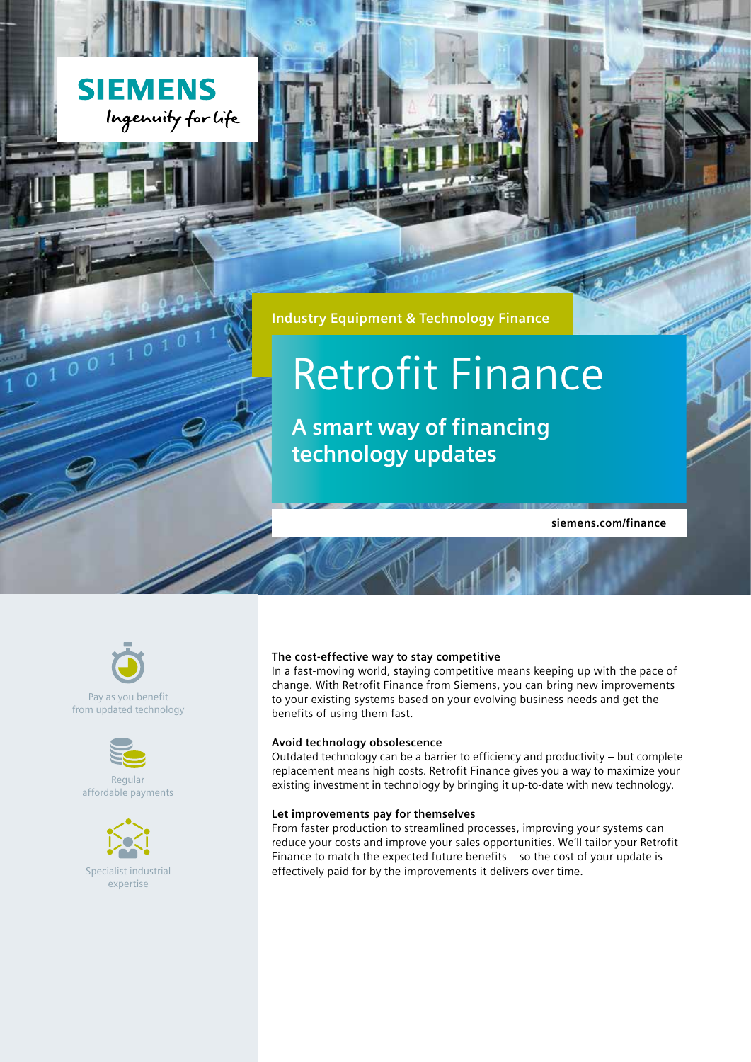SIEMENS

Ingenuity for life

Industry Equipment & Technology Finance

# Retrofit Finance

## A smart way of financing technology updates

siemens.com/finance

Pay as you benefit from updated technology

Regular affordable payments

Specialist industrial expertise

**The cost-effective way to stay competitive**

In a fast-moving world, staying competitive means keeping up with the pace of change. With Retrofit Finance from Siemens, you can bring new improvements to your existing systems based on your evolving business needs and get the benefits of using them fast.

**Avoid technology obsolescence**

Outdated technology can be a barrier to efficiency and productivity – but complete replacement means high costs. Retrofit Finance gives you a way to maximize your existing investment in technology by bringing it up-to-date with new technology.

**Let improvements pay for themselves**

From faster production to streamlined processes, improving your systems can reduce your costs and improve your sales opportunities. We'll tailor your Retrofit Finance to match the expected future benefits – so the cost of your update is effectively paid for by the improvements it delivers over time.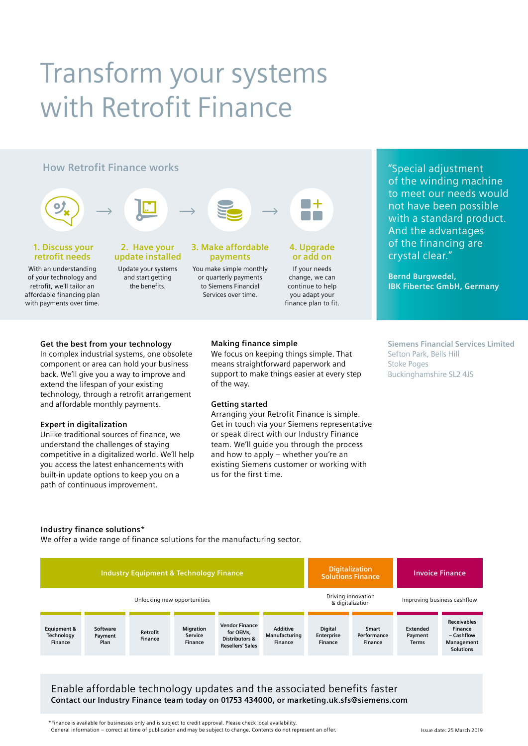# Transform your systems with Retrofit Finance

## How Retrofit Finance works

**1. Discuss your retrofit needs**
With an understanding of your technology and retrofit, we'll tailor an affordable financing plan with payments over time.

→

**2. Have your update installed**
Update your systems and start getting the benefits.

→

**3. Make affordable payments**
You make simple monthly or quarterly payments to Siemens Financial Services over time.

→

**4. Upgrade or add on**
If your needs change, we can continue to help you adapt your finance plan to fit.

"Special adjustment of the winding machine to meet our needs would not have been possible with a standard product. And the advantages of the financing are crystal clear."

**Bernd Burgwedel, IBK Fibertec GmbH, Germany**

**Get the best from your technology**
In complex industrial systems, one obsolete component or area can hold your business back. We'll give you a way to improve and extend the lifespan of your existing technology, through a retrofit arrangement and affordable monthly payments.

**Expert in digitalization**
Unlike traditional sources of finance, we understand the challenges of staying competitive in a digitalized world. We'll help you access the latest enhancements with built-in update options to keep you on a path of continuous improvement.

**Making finance simple**
We focus on keeping things simple. That means straightforward paperwork and support to make things easier at every step of the way.

**Getting started**
Arranging your Retrofit Finance is simple. Get in touch via your Siemens representative or speak direct with our Industry Finance team. We'll guide you through the process and how to apply – whether you're an existing Siemens customer or working with us for the first time.

Siemens Financial Services Limited
Sefton Park, Bells Hill
Stoke Poges
Buckinghamshire SL2 4JS

**Industry finance solutions***
We offer a wide range of finance solutions for the manufacturing sector.

| Industry Equipment & Technology Finance | | | | | | Digitalization Solutions Finance | | Invoice Finance | |
|---|---|---|---|---|---|---|---|---|---|
| Unlocking new opportunities | | | | | | Driving innovation & digitalization | | Improving business cashflow | |
| Equipment & Technology Finance | Software Payment Plan | Retrofit Finance | Migration Service Finance | Vendor Finance for OEMs, Distributors & Resellers' Sales | Additive Manufacturing Finance | Digital Enterprise Finance | Smart Performance Finance | Extended Payment Terms | Receivables Finance – Cashflow Management Solutions |

Enable affordable technology updates and the associated benefits faster
**Contact our Industry Finance team today on 01753 434000, or marketing.uk.sfs@siemens.com**

*Finance is available for businesses only and is subject to credit approval. Please check local availability.
General information – correct at time of publication and may be subject to change. Contents do not represent an offer.

Issue date: 25 March 2019